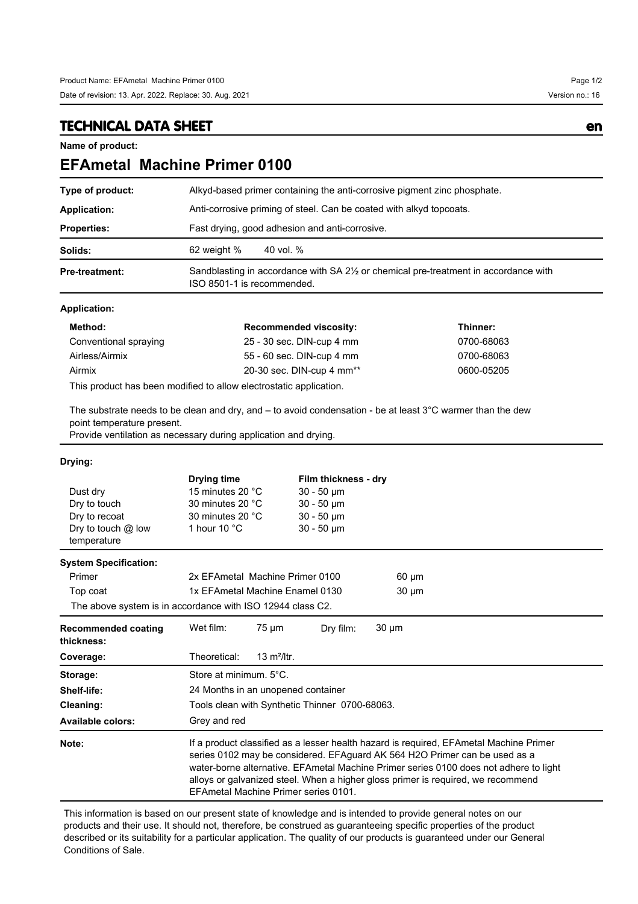# TECHNICAL DATA SHEET

en

**Name of product:**

## EFAmetal Machine Primer 0100

| | |
|---|---|
| **Type of product:** | Alkyd-based primer containing the anti-corrosive pigment zinc phosphate. |
| **Application:** | Anti-corrosive priming of steel. Can be coated with alkyd topcoats. |
| **Properties:** | Fast drying, good adhesion and anti-corrosive. |
| **Solids:** | 62 weight % 40 vol. % |
| **Pre-treatment:** | Sandblasting in accordance with SA 2½ or chemical pre-treatment in accordance with ISO 8501-1 is recommended. |

**Application:**

| **Method:** | **Recommended viscosity:** | **Thinner:** |
|---|---|---|
| Conventional spraying | 25 - 30 sec. DIN-cup 4 mm | 0700-68063 |
| Airless/Airmix | 55 - 60 sec. DIN-cup 4 mm | 0700-68063 |
| Airmix | 20-30 sec. DIN-cup 4 mm** | 0600-05205 |

This product has been modified to allow electrostatic application.

The substrate needs to be clean and dry, and – to avoid condensation - be at least 3°C warmer than the dew point temperature present.
Provide ventilation as necessary during application and drying.

**Drying:**

| | **Drying time** | **Film thickness - dry** |
|---|---|---|
| Dust dry | 15 minutes 20 °C | 30 - 50 µm |
| Dry to touch | 30 minutes 20 °C | 30 - 50 µm |
| Dry to recoat | 30 minutes 20 °C | 30 - 50 µm |
| Dry to touch @ low temperature | 1 hour 10 °C | 30 - 50 µm |

**System Specification:**

| | | |
|---|---|---|
| Primer | 2x EFAmetal Machine Primer 0100 | 60 µm |
| Top coat | 1x EFAmetal Machine Enamel 0130 | 30 µm |

The above system is in accordance with ISO 12944 class C2.

| | |
|---|---|
| **Recommended coating thickness:** | Wet film: 75 µm Dry film: 30 µm |
| **Coverage:** | Theoretical: 13 m²/ltr. |
| **Storage:** | Store at minimum. 5°C. |
| **Shelf-life:** | 24 Months in an unopened container |
| **Cleaning:** | Tools clean with Synthetic Thinner 0700-68063. |
| **Available colors:** | Grey and red |
| **Note:** | If a product classified as a lesser health hazard is required, EFAmetal Machine Primer series 0102 may be considered. EFAguard AK 564 H2O Primer can be used as a water-borne alternative. EFAmetal Machine Primer series 0100 does not adhere to light alloys or galvanized steel. When a higher gloss primer is required, we recommend EFAmetal Machine Primer series 0101. |

This information is based on our present state of knowledge and is intended to provide general notes on our products and their use. It should not, therefore, be construed as guaranteeing specific properties of the product described or its suitability for a particular application. The quality of our products is guaranteed under our General Conditions of Sale.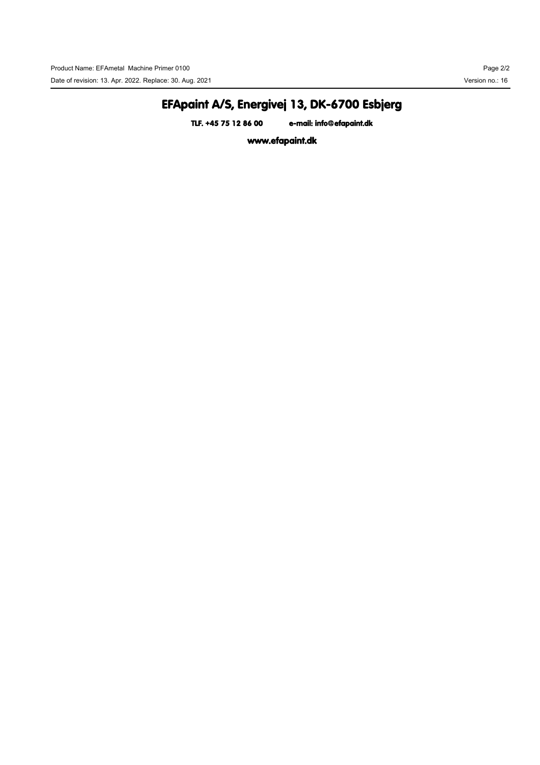**EFApaint A/S, Energivej 13, DK-6700 Esbjerg**

**TLF. +45 75 12 86 00 e-mail: info@efapaint.dk**

**www.efapaint.dk**